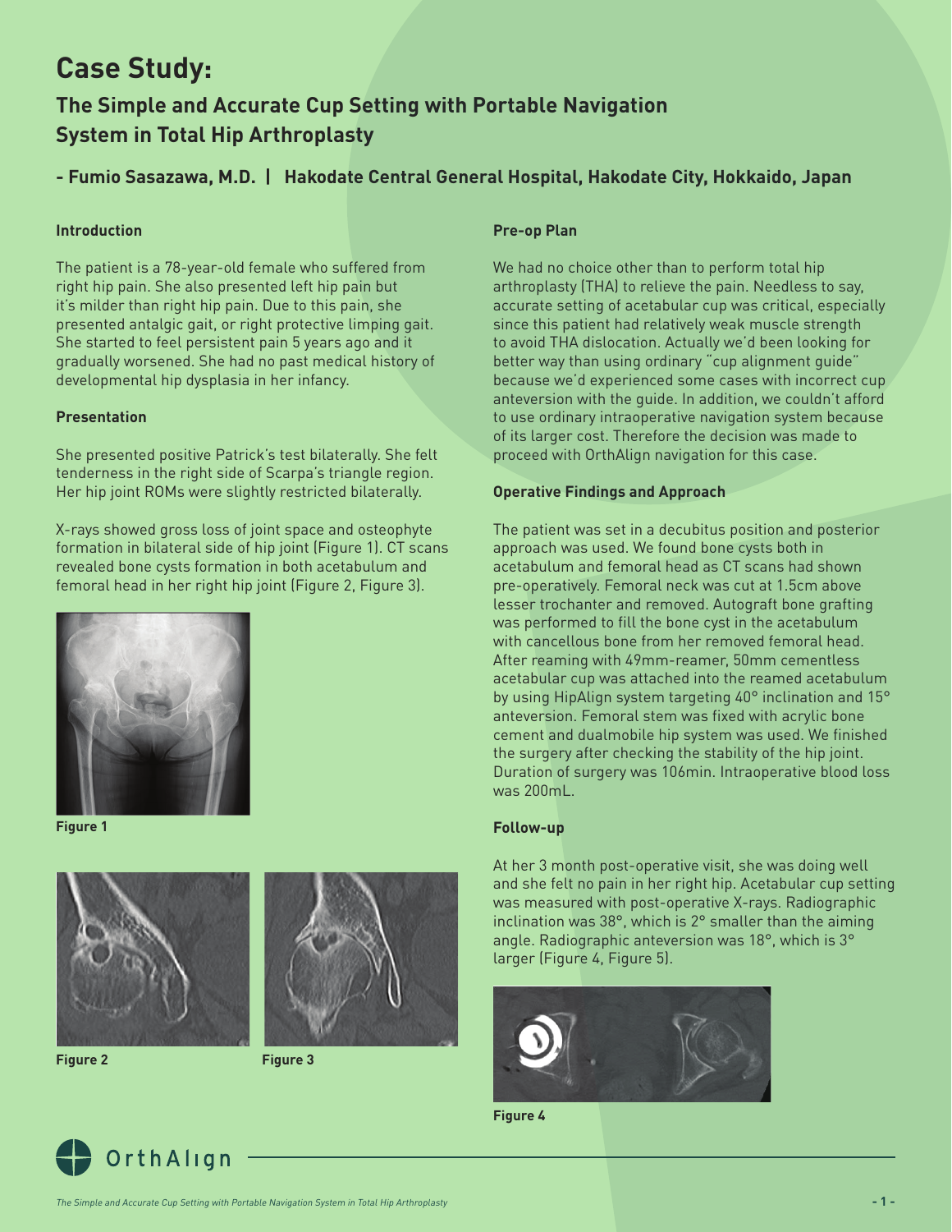# Case Study:

## The Simple and Accurate Cup Setting with Portable Navigation System in Total Hip Arthroplasty

### - Fumio Sasazawa, M.D. | Hakodate Central General Hospital, Hakodate City, Hokkaido, Japan

**Introduction**

The patient is a 78-year-old female who suffered from right hip pain. She also presented left hip pain but it's milder than right hip pain. Due to this pain, she presented antalgic gait, or right protective limping gait. She started to feel persistent pain 5 years ago and it gradually worsened. She had no past medical history of developmental hip dysplasia in her infancy.

**Presentation**

She presented positive Patrick's test bilaterally. She felt tenderness in the right side of Scarpa's triangle region. Her hip joint ROMs were slightly restricted bilaterally.

X-rays showed gross loss of joint space and osteophyte formation in bilateral side of hip joint (Figure 1). CT scans revealed bone cysts formation in both acetabulum and femoral head in her right hip joint (Figure 2, Figure 3).

**Figure 1**

**Figure 2**

**Figure 3**

**Pre-op Plan**

We had no choice other than to perform total hip arthroplasty (THA) to relieve the pain. Needless to say, accurate setting of acetabular cup was critical, especially since this patient had relatively weak muscle strength to avoid THA dislocation. Actually we'd been looking for better way than using ordinary "cup alignment guide" because we'd experienced some cases with incorrect cup anteversion with the guide. In addition, we couldn't afford to use ordinary intraoperative navigation system because of its larger cost. Therefore the decision was made to proceed with OrthAlign navigation for this case.

**Operative Findings and Approach**

The patient was set in a decubitus position and posterior approach was used. We found bone cysts both in acetabulum and femoral head as CT scans had shown pre-operatively. Femoral neck was cut at 1.5cm above lesser trochanter and removed. Autograft bone grafting was performed to fill the bone cyst in the acetabulum with cancellous bone from her removed femoral head. After reaming with 49mm-reamer, 50mm cementless acetabular cup was attached into the reamed acetabulum by using HipAlign system targeting 40° inclination and 15° anteversion. Femoral stem was fixed with acrylic bone cement and dualmobile hip system was used. We finished the surgery after checking the stability of the hip joint. Duration of surgery was 106min. Intraoperative blood loss was 200mL.

**Follow-up**

At her 3 month post-operative visit, she was doing well and she felt no pain in her right hip. Acetabular cup setting was measured with post-operative X-rays. Radiographic inclination was 38°, which is 2° smaller than the aiming angle. Radiographic anteversion was 18°, which is 3° larger (Figure 4, Figure 5).

**Figure 4**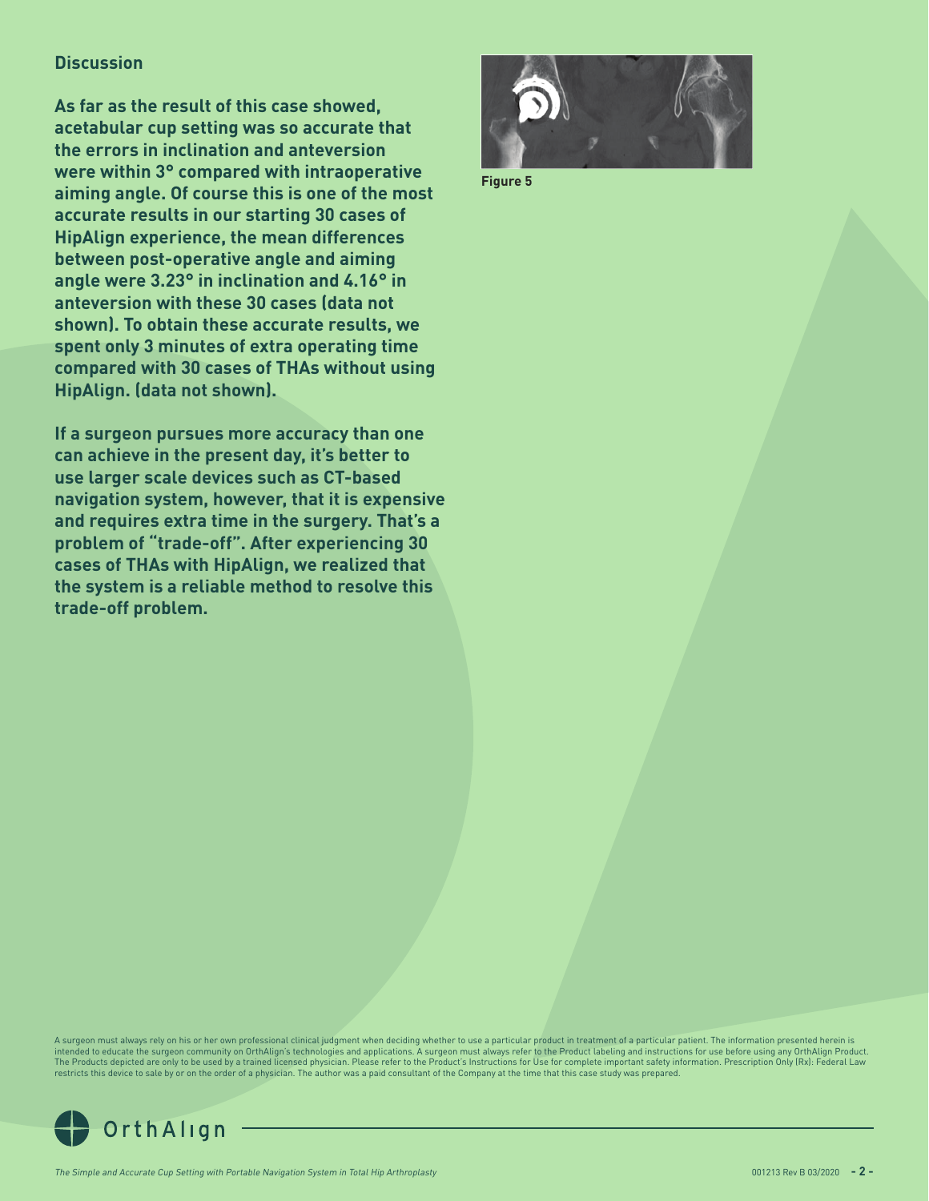## Discussion

As far as the result of this case showed, acetabular cup setting was so accurate that the errors in inclination and anteversion were within 3° compared with intraoperative aiming angle. Of course this is one of the most accurate results in our starting 30 cases of HipAlign experience, the mean differences between post-operative angle and aiming angle were 3.23° in inclination and 4.16° in anteversion with these 30 cases (data not shown). To obtain these accurate results, we spent only 3 minutes of extra operating time compared with 30 cases of THAs without using HipAlign. (data not shown).

If a surgeon pursues more accuracy than one can achieve in the present day, it's better to use larger scale devices such as CT-based navigation system, however, that it is expensive and requires extra time in the surgery. That's a problem of "trade-off". After experiencing 30 cases of THAs with HipAlign, we realized that the system is a reliable method to resolve this trade-off problem.

Figure 5

A surgeon must always rely on his or her own professional clinical judgment when deciding whether to use a particular product in treatment of a particular patient. The information presented herein is intended to educate the surgeon community on OrthAlign's technologies and applications. A surgeon must always refer to the Product labeling and instructions for use before using any OrthAlign Product. The Products depicted are only to be used by a trained licensed physician. Please refer to the Product's Instructions for Use for complete important safety information. Prescription Only (Rx): Federal Law restricts this device to sale by or on the order of a physician. The author was a paid consultant of the Company at the time that this case study was prepared.